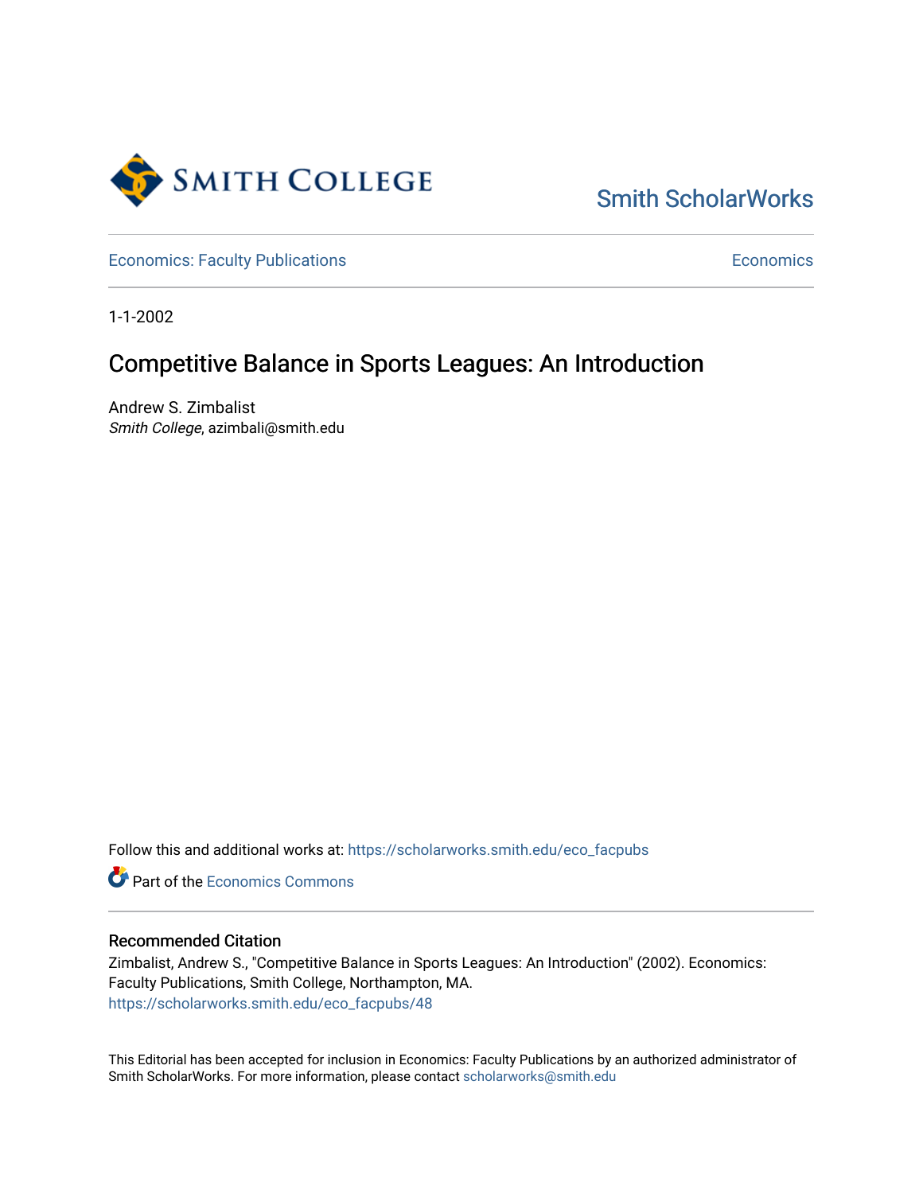Smith College

Smith ScholarWorks

Economics: Faculty Publications

Economics

1-1-2002

# Competitive Balance in Sports Leagues: An Introduction

Andrew S. Zimbalist
*Smith College*, azimbali@smith.edu

Follow this and additional works at: https://scholarworks.smith.edu/eco_facpubs

Part of the Economics Commons

## Recommended Citation

Zimbalist, Andrew S., "Competitive Balance in Sports Leagues: An Introduction" (2002). Economics: Faculty Publications, Smith College, Northampton, MA.
https://scholarworks.smith.edu/eco_facpubs/48

This Editorial has been accepted for inclusion in Economics: Faculty Publications by an authorized administrator of Smith ScholarWorks. For more information, please contact scholarworks@smith.edu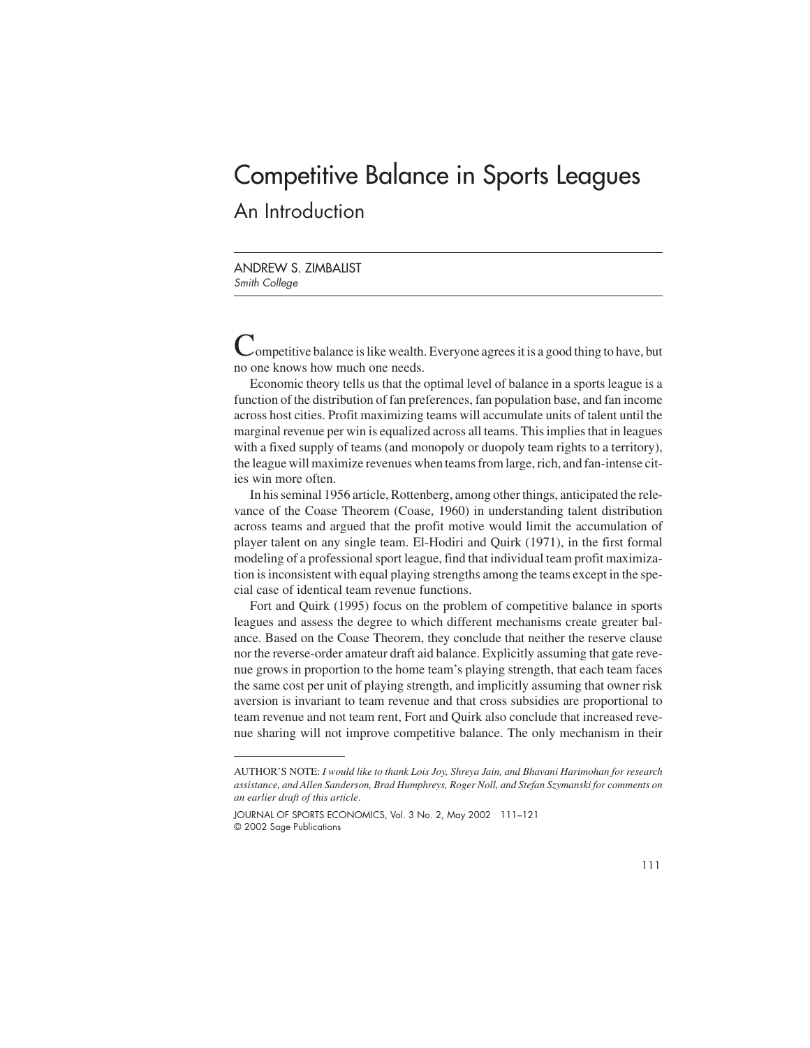# Competitive Balance in Sports Leagues

## An Introduction

ANDREW S. ZIMBALIST
*Smith College*

Competitive balance is like wealth. Everyone agrees it is a good thing to have, but no one knows how much one needs.

Economic theory tells us that the optimal level of balance in a sports league is a function of the distribution of fan preferences, fan population base, and fan income across host cities. Profit maximizing teams will accumulate units of talent until the marginal revenue per win is equalized across all teams. This implies that in leagues with a fixed supply of teams (and monopoly or duopoly team rights to a territory), the league will maximize revenues when teams from large, rich, and fan-intense cities win more often.

In his seminal 1956 article, Rottenberg, among other things, anticipated the relevance of the Coase Theorem (Coase, 1960) in understanding talent distribution across teams and argued that the profit motive would limit the accumulation of player talent on any single team. El-Hodiri and Quirk (1971), in the first formal modeling of a professional sport league, find that individual team profit maximization is inconsistent with equal playing strengths among the teams except in the special case of identical team revenue functions.

Fort and Quirk (1995) focus on the problem of competitive balance in sports leagues and assess the degree to which different mechanisms create greater balance. Based on the Coase Theorem, they conclude that neither the reserve clause nor the reverse-order amateur draft aid balance. Explicitly assuming that gate revenue grows in proportion to the home team's playing strength, that each team faces the same cost per unit of playing strength, and implicitly assuming that owner risk aversion is invariant to team revenue and that cross subsidies are proportional to team revenue and not team rent, Fort and Quirk also conclude that increased revenue sharing will not improve competitive balance. The only mechanism in their

AUTHOR'S NOTE: *I would like to thank Lois Joy, Shreya Jain, and Bhavani Harimohan for research assistance, and Allen Sanderson, Brad Humphreys, Roger Noll, and Stefan Szymanski for comments on an earlier draft of this article.*

JOURNAL OF SPORTS ECONOMICS, Vol. 3 No. 2, May 2002 111–121
© 2002 Sage Publications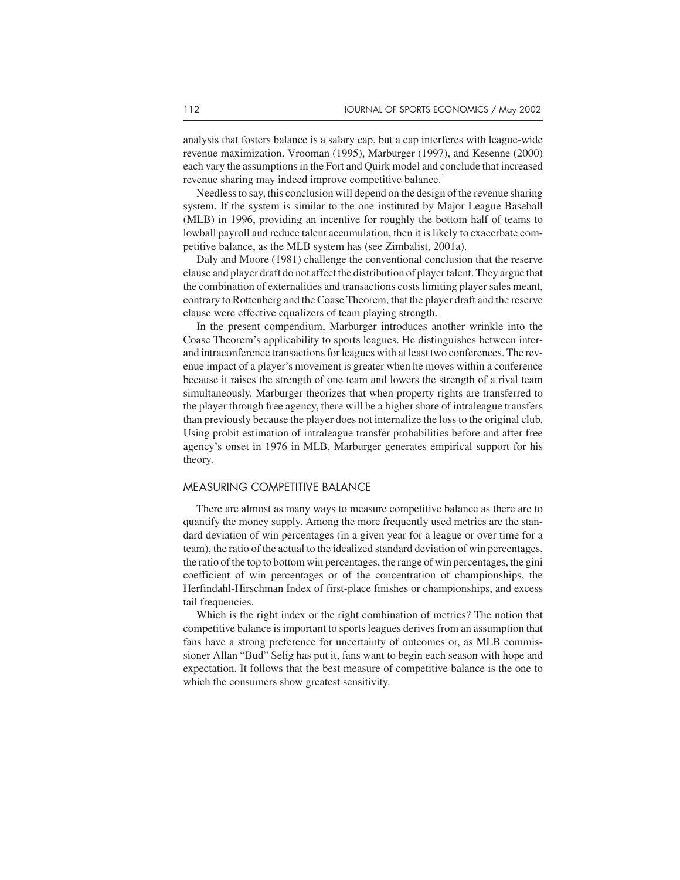analysis that fosters balance is a salary cap, but a cap interferes with league-wide revenue maximization. Vrooman (1995), Marburger (1997), and Kesenne (2000) each vary the assumptions in the Fort and Quirk model and conclude that increased revenue sharing may indeed improve competitive balance.[1]

Needless to say, this conclusion will depend on the design of the revenue sharing system. If the system is similar to the one instituted by Major League Baseball (MLB) in 1996, providing an incentive for roughly the bottom half of teams to lowball payroll and reduce talent accumulation, then it is likely to exacerbate competitive balance, as the MLB system has (see Zimbalist, 2001a).

Daly and Moore (1981) challenge the conventional conclusion that the reserve clause and player draft do not affect the distribution of player talent. They argue that the combination of externalities and transactions costs limiting player sales meant, contrary to Rottenberg and the Coase Theorem, that the player draft and the reserve clause were effective equalizers of team playing strength.

In the present compendium, Marburger introduces another wrinkle into the Coase Theorem's applicability to sports leagues. He distinguishes between inter- and intraconference transactions for leagues with at least two conferences. The revenue impact of a player's movement is greater when he moves within a conference because it raises the strength of one team and lowers the strength of a rival team simultaneously. Marburger theorizes that when property rights are transferred to the player through free agency, there will be a higher share of intraleague transfers than previously because the player does not internalize the loss to the original club. Using probit estimation of intraleague transfer probabilities before and after free agency's onset in 1976 in MLB, Marburger generates empirical support for his theory.

## MEASURING COMPETITIVE BALANCE

There are almost as many ways to measure competitive balance as there are to quantify the money supply. Among the more frequently used metrics are the standard deviation of win percentages (in a given year for a league or over time for a team), the ratio of the actual to the idealized standard deviation of win percentages, the ratio of the top to bottom win percentages, the range of win percentages, the gini coefficient of win percentages or of the concentration of championships, the Herfindahl-Hirschman Index of first-place finishes or championships, and excess tail frequencies.

Which is the right index or the right combination of metrics? The notion that competitive balance is important to sports leagues derives from an assumption that fans have a strong preference for uncertainty of outcomes or, as MLB commissioner Allan "Bud" Selig has put it, fans want to begin each season with hope and expectation. It follows that the best measure of competitive balance is the one to which the consumers show greatest sensitivity.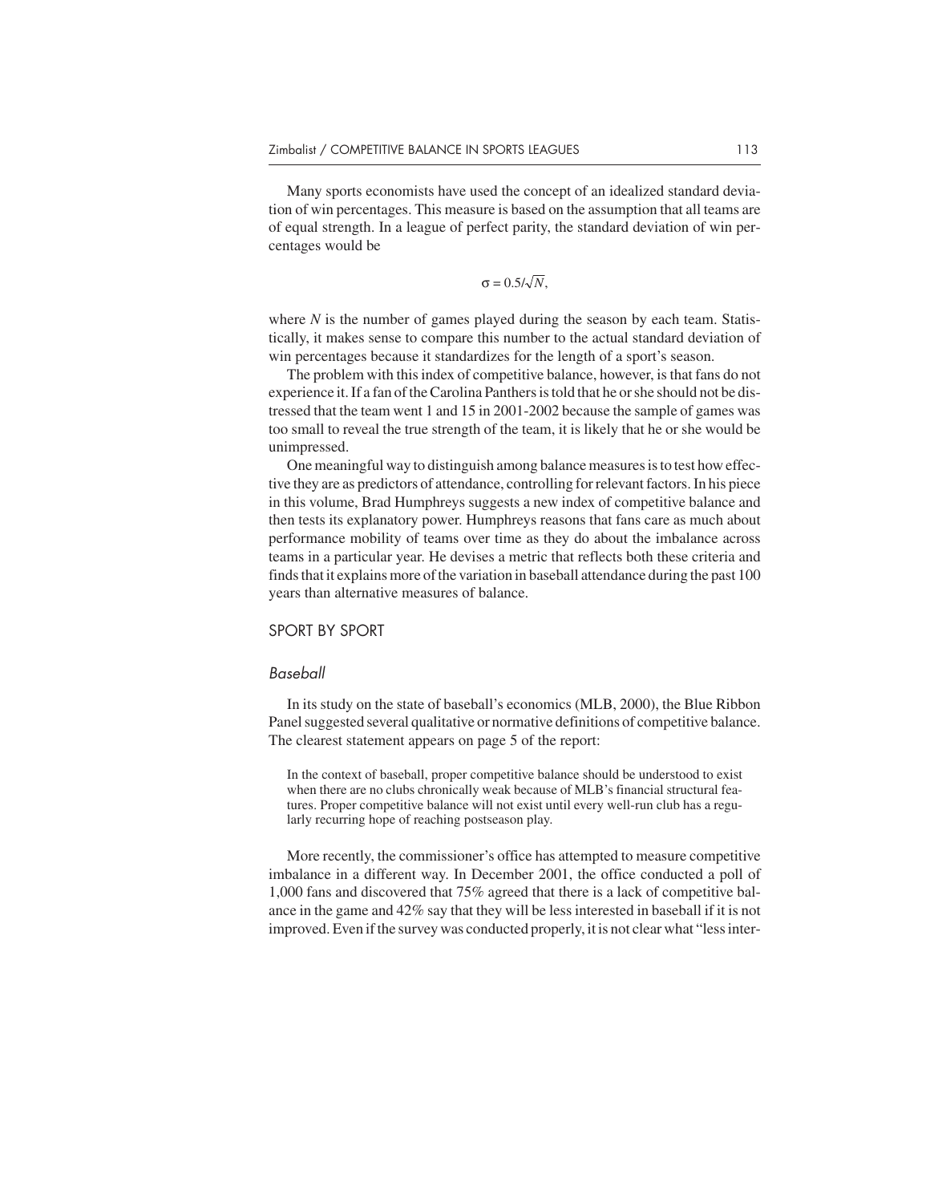Many sports economists have used the concept of an idealized standard deviation of win percentages. This measure is based on the assumption that all teams are of equal strength. In a league of perfect parity, the standard deviation of win percentages would be

$$\sigma = 0.5/\sqrt{N},$$

where $N$ is the number of games played during the season by each team. Statistically, it makes sense to compare this number to the actual standard deviation of win percentages because it standardizes for the length of a sport's season.

The problem with this index of competitive balance, however, is that fans do not experience it. If a fan of the Carolina Panthers is told that he or she should not be distressed that the team went 1 and 15 in 2001-2002 because the sample of games was too small to reveal the true strength of the team, it is likely that he or she would be unimpressed.

One meaningful way to distinguish among balance measures is to test how effective they are as predictors of attendance, controlling for relevant factors. In his piece in this volume, Brad Humphreys suggests a new index of competitive balance and then tests its explanatory power. Humphreys reasons that fans care as much about performance mobility of teams over time as they do about the imbalance across teams in a particular year. He devises a metric that reflects both these criteria and finds that it explains more of the variation in baseball attendance during the past 100 years than alternative measures of balance.

## SPORT BY SPORT

### *Baseball*

In its study on the state of baseball's economics (MLB, 2000), the Blue Ribbon Panel suggested several qualitative or normative definitions of competitive balance. The clearest statement appears on page 5 of the report:

> In the context of baseball, proper competitive balance should be understood to exist when there are no clubs chronically weak because of MLB's financial structural features. Proper competitive balance will not exist until every well-run club has a regularly recurring hope of reaching postseason play.

More recently, the commissioner's office has attempted to measure competitive imbalance in a different way. In December 2001, the office conducted a poll of 1,000 fans and discovered that 75% agreed that there is a lack of competitive balance in the game and 42% say that they will be less interested in baseball if it is not improved. Even if the survey was conducted properly, it is not clear what "less inter-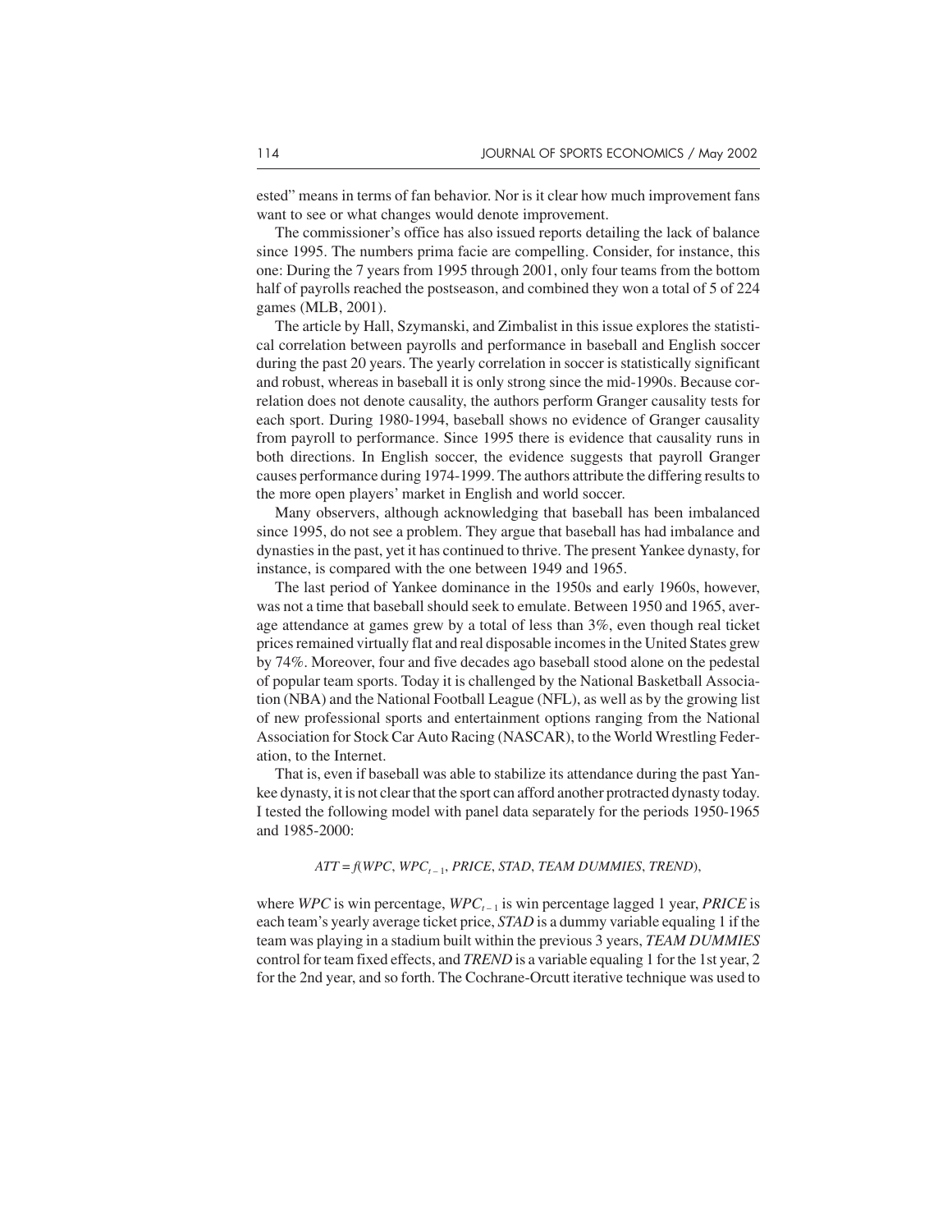ested" means in terms of fan behavior. Nor is it clear how much improvement fans want to see or what changes would denote improvement.

The commissioner's office has also issued reports detailing the lack of balance since 1995. The numbers prima facie are compelling. Consider, for instance, this one: During the 7 years from 1995 through 2001, only four teams from the bottom half of payrolls reached the postseason, and combined they won a total of 5 of 224 games (MLB, 2001).

The article by Hall, Szymanski, and Zimbalist in this issue explores the statistical correlation between payrolls and performance in baseball and English soccer during the past 20 years. The yearly correlation in soccer is statistically significant and robust, whereas in baseball it is only strong since the mid-1990s. Because correlation does not denote causality, the authors perform Granger causality tests for each sport. During 1980-1994, baseball shows no evidence of Granger causality from payroll to performance. Since 1995 there is evidence that causality runs in both directions. In English soccer, the evidence suggests that payroll Granger causes performance during 1974-1999. The authors attribute the differing results to the more open players' market in English and world soccer.

Many observers, although acknowledging that baseball has been imbalanced since 1995, do not see a problem. They argue that baseball has had imbalance and dynasties in the past, yet it has continued to thrive. The present Yankee dynasty, for instance, is compared with the one between 1949 and 1965.

The last period of Yankee dominance in the 1950s and early 1960s, however, was not a time that baseball should seek to emulate. Between 1950 and 1965, average attendance at games grew by a total of less than 3%, even though real ticket prices remained virtually flat and real disposable incomes in the United States grew by 74%. Moreover, four and five decades ago baseball stood alone on the pedestal of popular team sports. Today it is challenged by the National Basketball Association (NBA) and the National Football League (NFL), as well as by the growing list of new professional sports and entertainment options ranging from the National Association for Stock Car Auto Racing (NASCAR), to the World Wrestling Federation, to the Internet.

That is, even if baseball was able to stabilize its attendance during the past Yankee dynasty, it is not clear that the sport can afford another protracted dynasty today. I tested the following model with panel data separately for the periods 1950-1965 and 1985-2000:

$$ATT = f(WPC, WPC_{t-1}, PRICE, STAD, TEAM\ DUMMIES, TREND),$$

where *WPC* is win percentage, $WPC_{t-1}$ is win percentage lagged 1 year, *PRICE* is each team's yearly average ticket price, *STAD* is a dummy variable equaling 1 if the team was playing in a stadium built within the previous 3 years, *TEAM DUMMIES* control for team fixed effects, and *TREND* is a variable equaling 1 for the 1st year, 2 for the 2nd year, and so forth. The Cochrane-Orcutt iterative technique was used to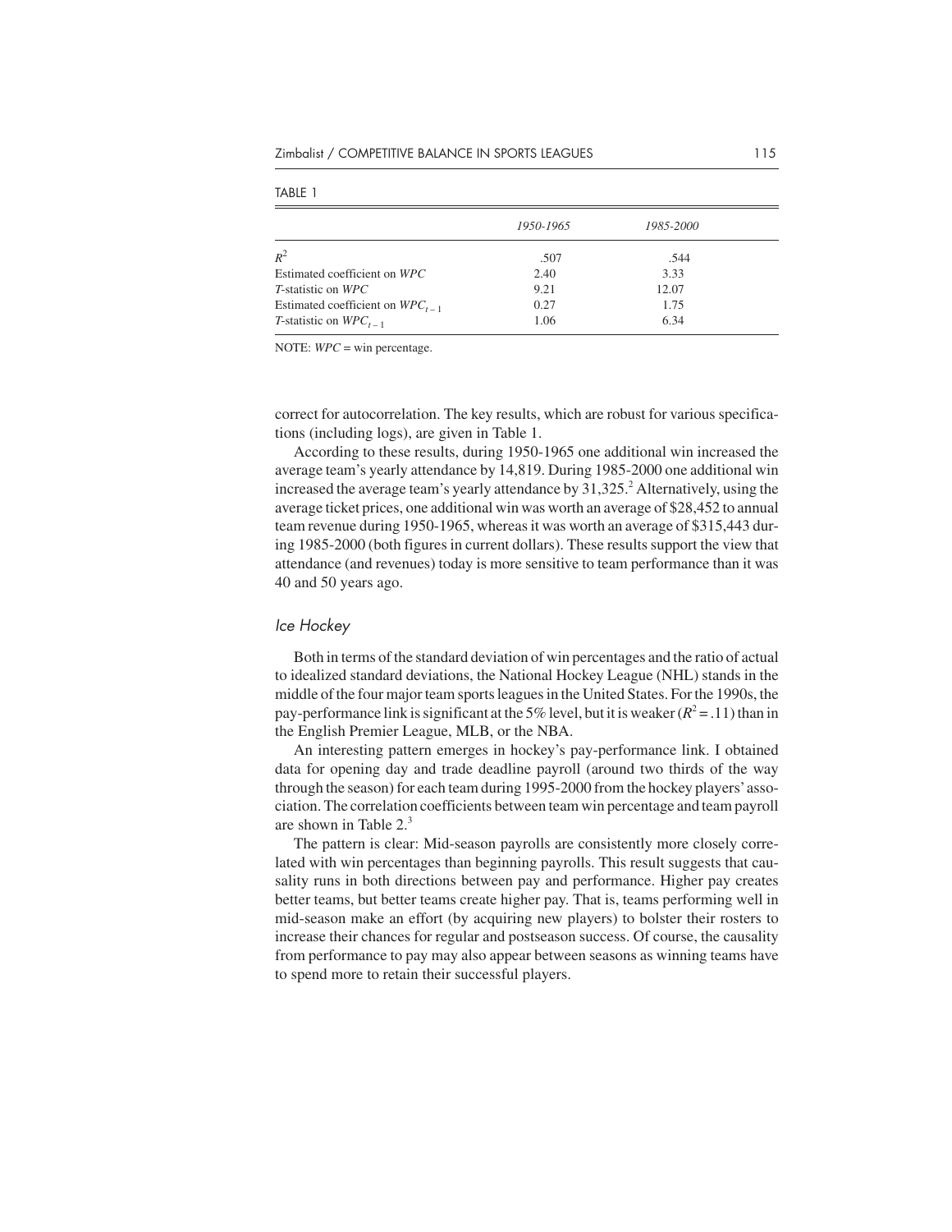TABLE 1

| | *1950-1965* | *1985-2000* |
|---|---|---|
| $R^2$ | .507 | .544 |
| Estimated coefficient on *WPC* | 2.40 | 3.33 |
| *T*-statistic on *WPC* | 9.21 | 12.07 |
| Estimated coefficient on $WPC_{t-1}$ | 0.27 | 1.75 |
| *T*-statistic on $WPC_{t-1}$ | 1.06 | 6.34 |

NOTE: *WPC* = win percentage.

correct for autocorrelation. The key results, which are robust for various specifications (including logs), are given in Table 1.

According to these results, during 1950-1965 one additional win increased the average team's yearly attendance by 14,819. During 1985-2000 one additional win increased the average team's yearly attendance by 31,325.[2] Alternatively, using the average ticket prices, one additional win was worth an average of $28,452 to annual team revenue during 1950-1965, whereas it was worth an average of $315,443 during 1985-2000 (both figures in current dollars). These results support the view that attendance (and revenues) today is more sensitive to team performance than it was 40 and 50 years ago.

### *Ice Hockey*

Both in terms of the standard deviation of win percentages and the ratio of actual to idealized standard deviations, the National Hockey League (NHL) stands in the middle of the four major team sports leagues in the United States. For the 1990s, the pay-performance link is significant at the 5% level, but it is weaker ($R^2 = .11$) than in the English Premier League, MLB, or the NBA.

An interesting pattern emerges in hockey's pay-performance link. I obtained data for opening day and trade deadline payroll (around two thirds of the way through the season) for each team during 1995-2000 from the hockey players' association. The correlation coefficients between team win percentage and team payroll are shown in Table 2.[3]

The pattern is clear: Mid-season payrolls are consistently more closely correlated with win percentages than beginning payrolls. This result suggests that causality runs in both directions between pay and performance. Higher pay creates better teams, but better teams create higher pay. That is, teams performing well in mid-season make an effort (by acquiring new players) to bolster their rosters to increase their chances for regular and postseason success. Of course, the causality from performance to pay may also appear between seasons as winning teams have to spend more to retain their successful players.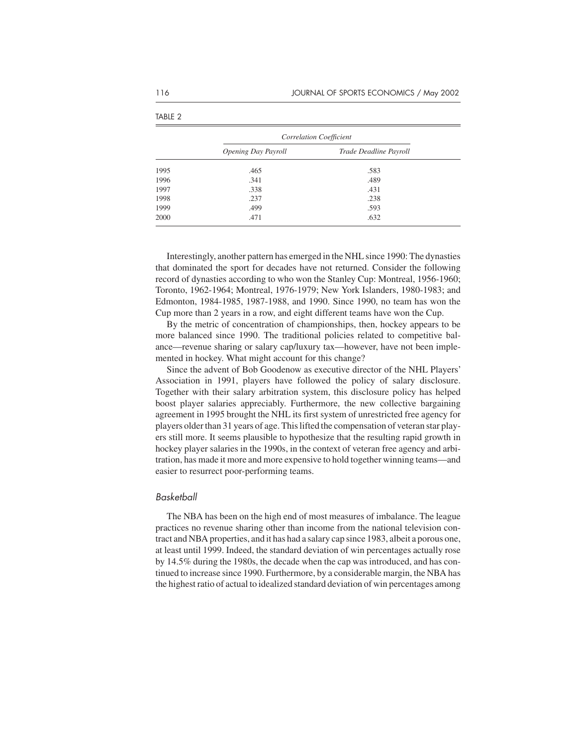TABLE 2

| | Correlation Coefficient | |
|---|---|---|
| | *Opening Day Payroll* | *Trade Deadline Payroll* |
| 1995 | .465 | .583 |
| 1996 | .341 | .489 |
| 1997 | .338 | .431 |
| 1998 | .237 | .238 |
| 1999 | .499 | .593 |
| 2000 | .471 | .632 |

Interestingly, another pattern has emerged in the NHL since 1990: The dynasties that dominated the sport for decades have not returned. Consider the following record of dynasties according to who won the Stanley Cup: Montreal, 1956-1960; Toronto, 1962-1964; Montreal, 1976-1979; New York Islanders, 1980-1983; and Edmonton, 1984-1985, 1987-1988, and 1990. Since 1990, no team has won the Cup more than 2 years in a row, and eight different teams have won the Cup.

By the metric of concentration of championships, then, hockey appears to be more balanced since 1990. The traditional policies related to competitive balance—revenue sharing or salary cap/luxury tax—however, have not been implemented in hockey. What might account for this change?

Since the advent of Bob Goodenow as executive director of the NHL Players' Association in 1991, players have followed the policy of salary disclosure. Together with their salary arbitration system, this disclosure policy has helped boost player salaries appreciably. Furthermore, the new collective bargaining agreement in 1995 brought the NHL its first system of unrestricted free agency for players older than 31 years of age. This lifted the compensation of veteran star players still more. It seems plausible to hypothesize that the resulting rapid growth in hockey player salaries in the 1990s, in the context of veteran free agency and arbitration, has made it more and more expensive to hold together winning teams—and easier to resurrect poor-performing teams.

### *Basketball*

The NBA has been on the high end of most measures of imbalance. The league practices no revenue sharing other than income from the national television contract and NBA properties, and it has had a salary cap since 1983, albeit a porous one, at least until 1999. Indeed, the standard deviation of win percentages actually rose by 14.5% during the 1980s, the decade when the cap was introduced, and has continued to increase since 1990. Furthermore, by a considerable margin, the NBA has the highest ratio of actual to idealized standard deviation of win percentages among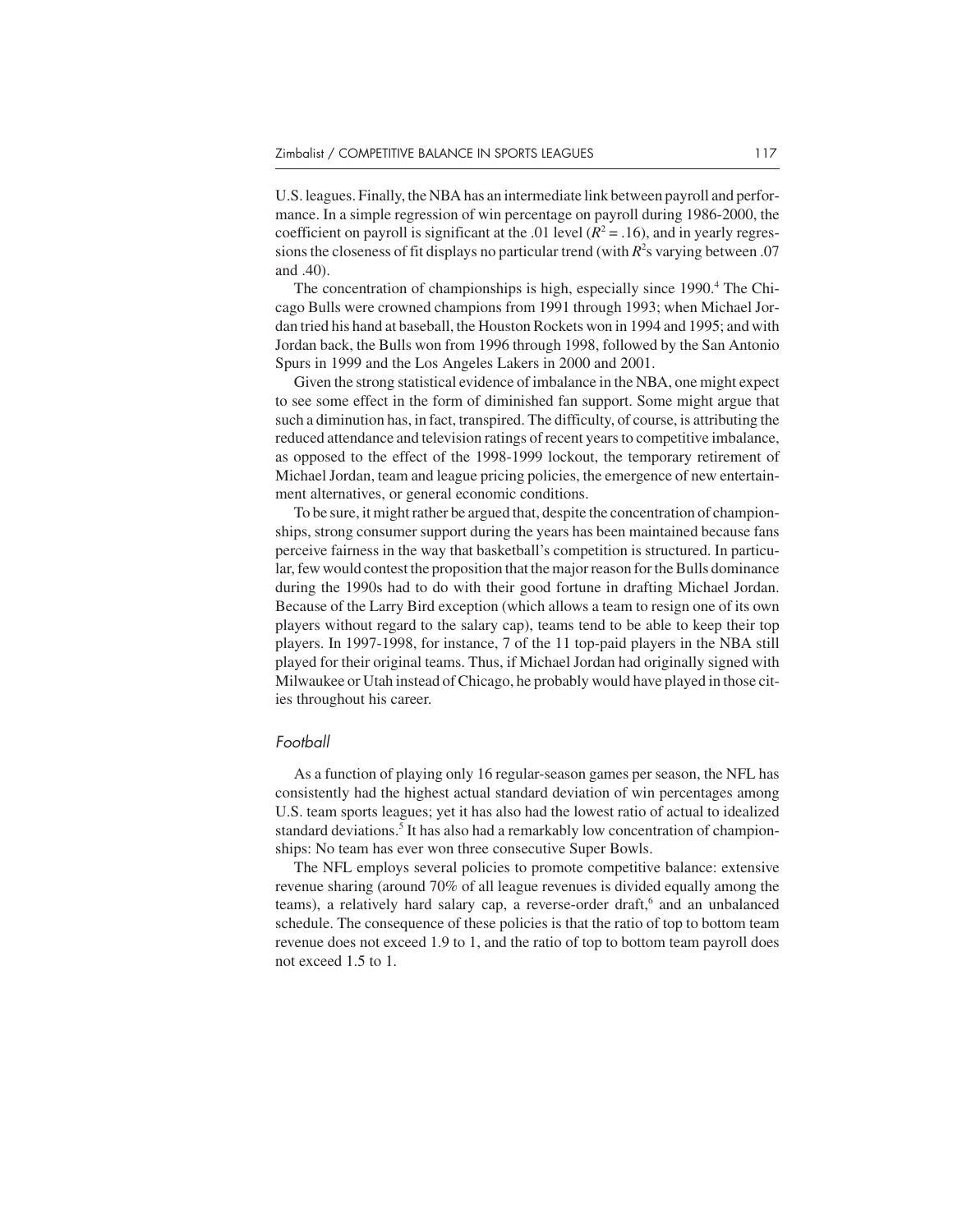U.S. leagues. Finally, the NBA has an intermediate link between payroll and performance. In a simple regression of win percentage on payroll during 1986-2000, the coefficient on payroll is significant at the .01 level ($R^2 = .16$), and in yearly regressions the closeness of fit displays no particular trend (with $R^2$s varying between .07 and .40).

The concentration of championships is high, especially since 1990.[4] The Chicago Bulls were crowned champions from 1991 through 1993; when Michael Jordan tried his hand at baseball, the Houston Rockets won in 1994 and 1995; and with Jordan back, the Bulls won from 1996 through 1998, followed by the San Antonio Spurs in 1999 and the Los Angeles Lakers in 2000 and 2001.

Given the strong statistical evidence of imbalance in the NBA, one might expect to see some effect in the form of diminished fan support. Some might argue that such a diminution has, in fact, transpired. The difficulty, of course, is attributing the reduced attendance and television ratings of recent years to competitive imbalance, as opposed to the effect of the 1998-1999 lockout, the temporary retirement of Michael Jordan, team and league pricing policies, the emergence of new entertainment alternatives, or general economic conditions.

To be sure, it might rather be argued that, despite the concentration of championships, strong consumer support during the years has been maintained because fans perceive fairness in the way that basketball's competition is structured. In particular, few would contest the proposition that the major reason for the Bulls dominance during the 1990s had to do with their good fortune in drafting Michael Jordan. Because of the Larry Bird exception (which allows a team to resign one of its own players without regard to the salary cap), teams tend to be able to keep their top players. In 1997-1998, for instance, 7 of the 11 top-paid players in the NBA still played for their original teams. Thus, if Michael Jordan had originally signed with Milwaukee or Utah instead of Chicago, he probably would have played in those cities throughout his career.

### *Football*

As a function of playing only 16 regular-season games per season, the NFL has consistently had the highest actual standard deviation of win percentages among U.S. team sports leagues; yet it has also had the lowest ratio of actual to idealized standard deviations.[5] It has also had a remarkably low concentration of championships: No team has ever won three consecutive Super Bowls.

The NFL employs several policies to promote competitive balance: extensive revenue sharing (around 70% of all league revenues is divided equally among the teams), a relatively hard salary cap, a reverse-order draft,[6] and an unbalanced schedule. The consequence of these policies is that the ratio of top to bottom team revenue does not exceed 1.9 to 1, and the ratio of top to bottom team payroll does not exceed 1.5 to 1.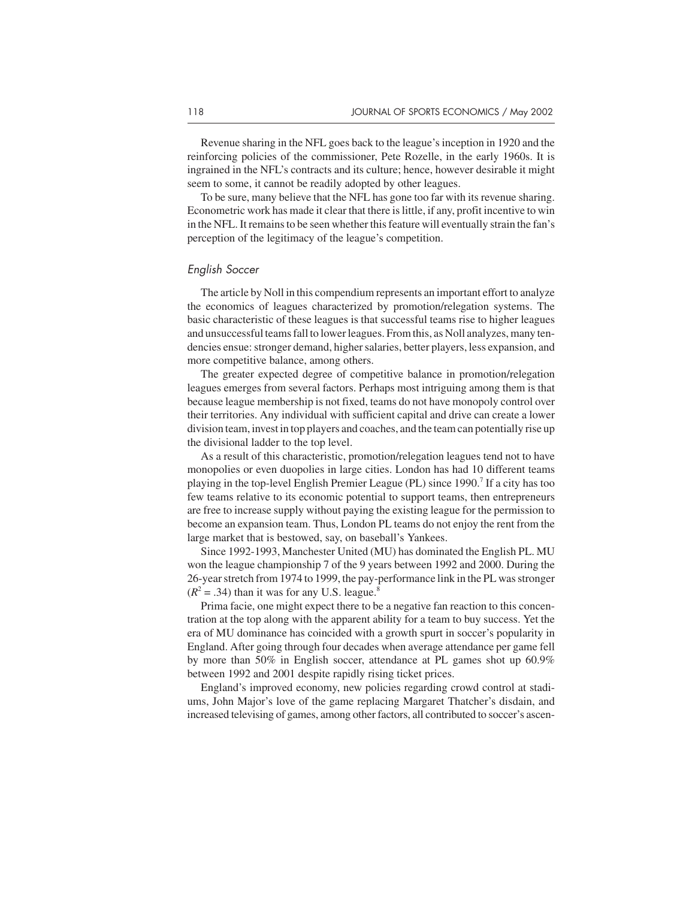Revenue sharing in the NFL goes back to the league's inception in 1920 and the reinforcing policies of the commissioner, Pete Rozelle, in the early 1960s. It is ingrained in the NFL's contracts and its culture; hence, however desirable it might seem to some, it cannot be readily adopted by other leagues.

To be sure, many believe that the NFL has gone too far with its revenue sharing. Econometric work has made it clear that there is little, if any, profit incentive to win in the NFL. It remains to be seen whether this feature will eventually strain the fan's perception of the legitimacy of the league's competition.

### *English Soccer*

The article by Noll in this compendium represents an important effort to analyze the economics of leagues characterized by promotion/relegation systems. The basic characteristic of these leagues is that successful teams rise to higher leagues and unsuccessful teams fall to lower leagues. From this, as Noll analyzes, many tendencies ensue: stronger demand, higher salaries, better players, less expansion, and more competitive balance, among others.

The greater expected degree of competitive balance in promotion/relegation leagues emerges from several factors. Perhaps most intriguing among them is that because league membership is not fixed, teams do not have monopoly control over their territories. Any individual with sufficient capital and drive can create a lower division team, invest in top players and coaches, and the team can potentially rise up the divisional ladder to the top level.

As a result of this characteristic, promotion/relegation leagues tend not to have monopolies or even duopolies in large cities. London has had 10 different teams playing in the top-level English Premier League (PL) since 1990.[7] If a city has too few teams relative to its economic potential to support teams, then entrepreneurs are free to increase supply without paying the existing league for the permission to become an expansion team. Thus, London PL teams do not enjoy the rent from the large market that is bestowed, say, on baseball's Yankees.

Since 1992-1993, Manchester United (MU) has dominated the English PL. MU won the league championship 7 of the 9 years between 1992 and 2000. During the 26-year stretch from 1974 to 1999, the pay-performance link in the PL was stronger ($R^2 = .34$) than it was for any U.S. league.[8]

Prima facie, one might expect there to be a negative fan reaction to this concentration at the top along with the apparent ability for a team to buy success. Yet the era of MU dominance has coincided with a growth spurt in soccer's popularity in England. After going through four decades when average attendance per game fell by more than 50% in English soccer, attendance at PL games shot up 60.9% between 1992 and 2001 despite rapidly rising ticket prices.

England's improved economy, new policies regarding crowd control at stadiums, John Major's love of the game replacing Margaret Thatcher's disdain, and increased televising of games, among other factors, all contributed to soccer's ascen-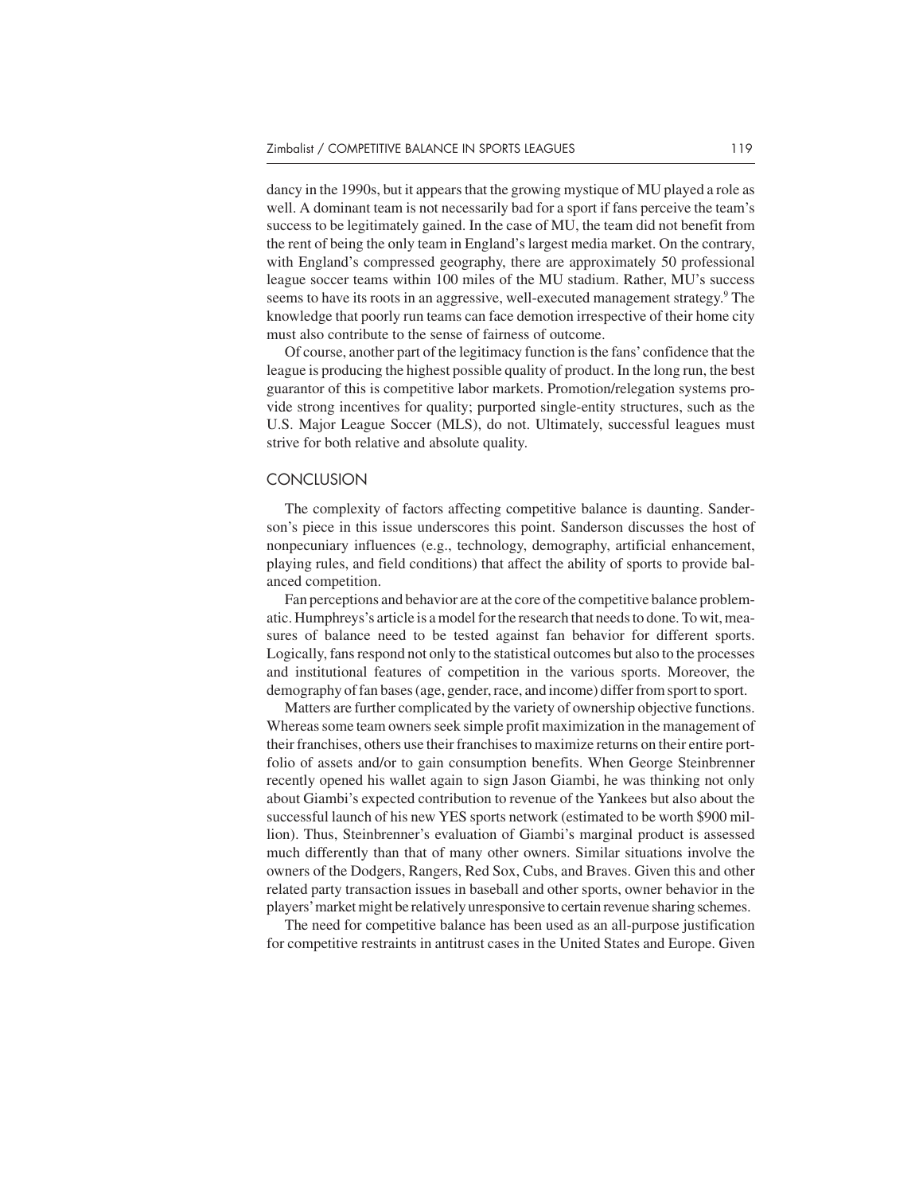dancy in the 1990s, but it appears that the growing mystique of MU played a role as well. A dominant team is not necessarily bad for a sport if fans perceive the team's success to be legitimately gained. In the case of MU, the team did not benefit from the rent of being the only team in England's largest media market. On the contrary, with England's compressed geography, there are approximately 50 professional league soccer teams within 100 miles of the MU stadium. Rather, MU's success seems to have its roots in an aggressive, well-executed management strategy.[9] The knowledge that poorly run teams can face demotion irrespective of their home city must also contribute to the sense of fairness of outcome.

Of course, another part of the legitimacy function is the fans' confidence that the league is producing the highest possible quality of product. In the long run, the best guarantor of this is competitive labor markets. Promotion/relegation systems provide strong incentives for quality; purported single-entity structures, such as the U.S. Major League Soccer (MLS), do not. Ultimately, successful leagues must strive for both relative and absolute quality.

## CONCLUSION

The complexity of factors affecting competitive balance is daunting. Sanderson's piece in this issue underscores this point. Sanderson discusses the host of nonpecuniary influences (e.g., technology, demography, artificial enhancement, playing rules, and field conditions) that affect the ability of sports to provide balanced competition.

Fan perceptions and behavior are at the core of the competitive balance problematic. Humphreys's article is a model for the research that needs to done. To wit, measures of balance need to be tested against fan behavior for different sports. Logically, fans respond not only to the statistical outcomes but also to the processes and institutional features of competition in the various sports. Moreover, the demography of fan bases (age, gender, race, and income) differ from sport to sport.

Matters are further complicated by the variety of ownership objective functions. Whereas some team owners seek simple profit maximization in the management of their franchises, others use their franchises to maximize returns on their entire portfolio of assets and/or to gain consumption benefits. When George Steinbrenner recently opened his wallet again to sign Jason Giambi, he was thinking not only about Giambi's expected contribution to revenue of the Yankees but also about the successful launch of his new YES sports network (estimated to be worth $900 million). Thus, Steinbrenner's evaluation of Giambi's marginal product is assessed much differently than that of many other owners. Similar situations involve the owners of the Dodgers, Rangers, Red Sox, Cubs, and Braves. Given this and other related party transaction issues in baseball and other sports, owner behavior in the players' market might be relatively unresponsive to certain revenue sharing schemes.

The need for competitive balance has been used as an all-purpose justification for competitive restraints in antitrust cases in the United States and Europe. Given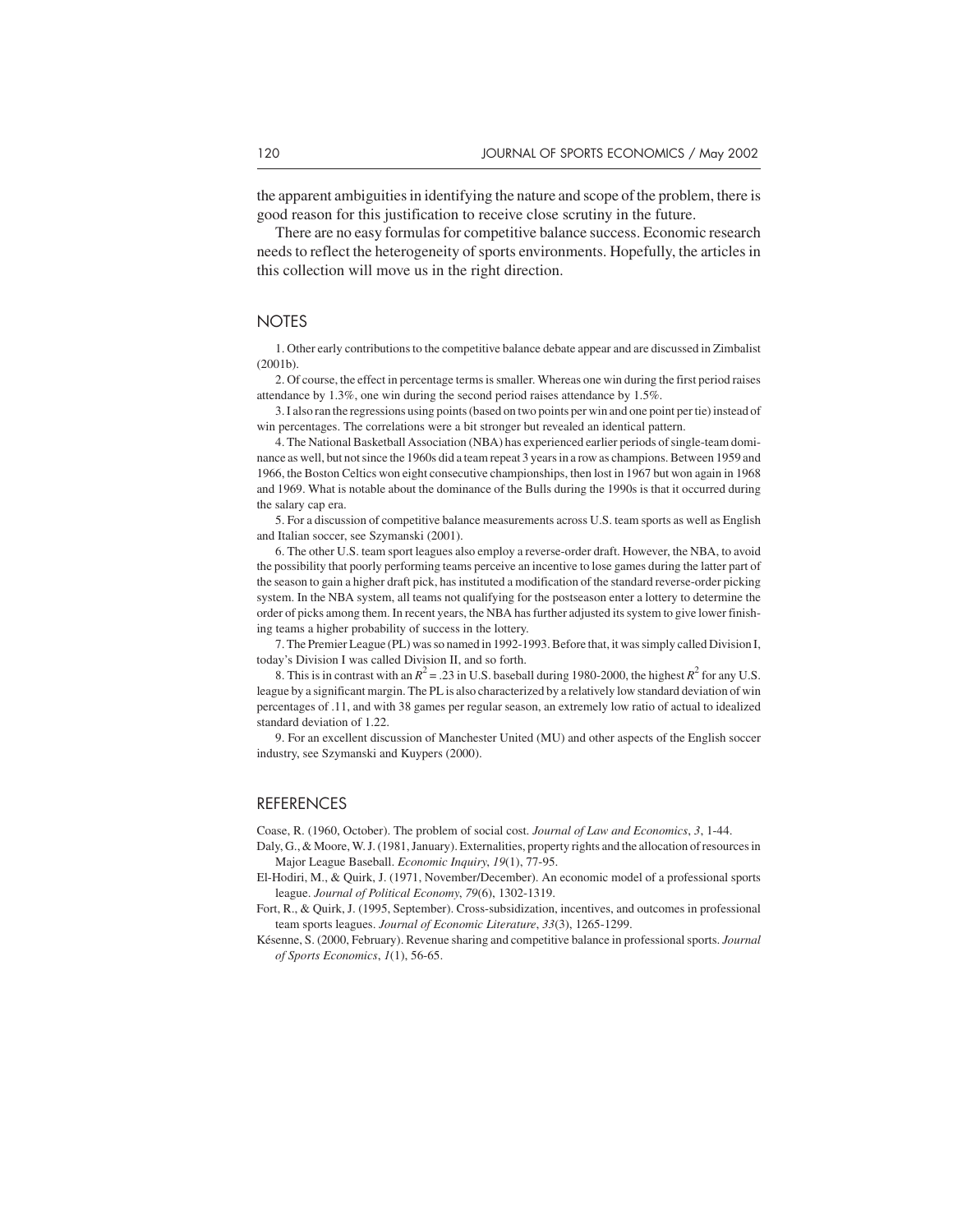the apparent ambiguities in identifying the nature and scope of the problem, there is good reason for this justification to receive close scrutiny in the future.

There are no easy formulas for competitive balance success. Economic research needs to reflect the heterogeneity of sports environments. Hopefully, the articles in this collection will move us in the right direction.

## NOTES

1. Other early contributions to the competitive balance debate appear and are discussed in Zimbalist (2001b).

2. Of course, the effect in percentage terms is smaller. Whereas one win during the first period raises attendance by 1.3%, one win during the second period raises attendance by 1.5%.

3. I also ran the regressions using points (based on two points per win and one point per tie) instead of win percentages. The correlations were a bit stronger but revealed an identical pattern.

4. The National Basketball Association (NBA) has experienced earlier periods of single-team dominance as well, but not since the 1960s did a team repeat 3 years in a row as champions. Between 1959 and 1966, the Boston Celtics won eight consecutive championships, then lost in 1967 but won again in 1968 and 1969. What is notable about the dominance of the Bulls during the 1990s is that it occurred during the salary cap era.

5. For a discussion of competitive balance measurements across U.S. team sports as well as English and Italian soccer, see Szymanski (2001).

6. The other U.S. team sport leagues also employ a reverse-order draft. However, the NBA, to avoid the possibility that poorly performing teams perceive an incentive to lose games during the latter part of the season to gain a higher draft pick, has instituted a modification of the standard reverse-order picking system. In the NBA system, all teams not qualifying for the postseason enter a lottery to determine the order of picks among them. In recent years, the NBA has further adjusted its system to give lower finishing teams a higher probability of success in the lottery.

7. The Premier League (PL) was so named in 1992-1993. Before that, it was simply called Division I, today's Division I was called Division II, and so forth.

8. This is in contrast with an $R^2 = .23$ in U.S. baseball during 1980-2000, the highest $R^2$ for any U.S. league by a significant margin. The PL is also characterized by a relatively low standard deviation of win percentages of .11, and with 38 games per regular season, an extremely low ratio of actual to idealized standard deviation of 1.22.

9. For an excellent discussion of Manchester United (MU) and other aspects of the English soccer industry, see Szymanski and Kuypers (2000).

## REFERENCES

Coase, R. (1960, October). The problem of social cost. *Journal of Law and Economics*, *3*, 1-44.

Daly, G., & Moore, W. J. (1981, January). Externalities, property rights and the allocation of resources in Major League Baseball. *Economic Inquiry*, *19*(1), 77-95.

El-Hodiri, M., & Quirk, J. (1971, November/December). An economic model of a professional sports league. *Journal of Political Economy*, *79*(6), 1302-1319.

Fort, R., & Quirk, J. (1995, September). Cross-subsidization, incentives, and outcomes in professional team sports leagues. *Journal of Economic Literature*, *33*(3), 1265-1299.

Késenne, S. (2000, February). Revenue sharing and competitive balance in professional sports. *Journal of Sports Economics*, *1*(1), 56-65.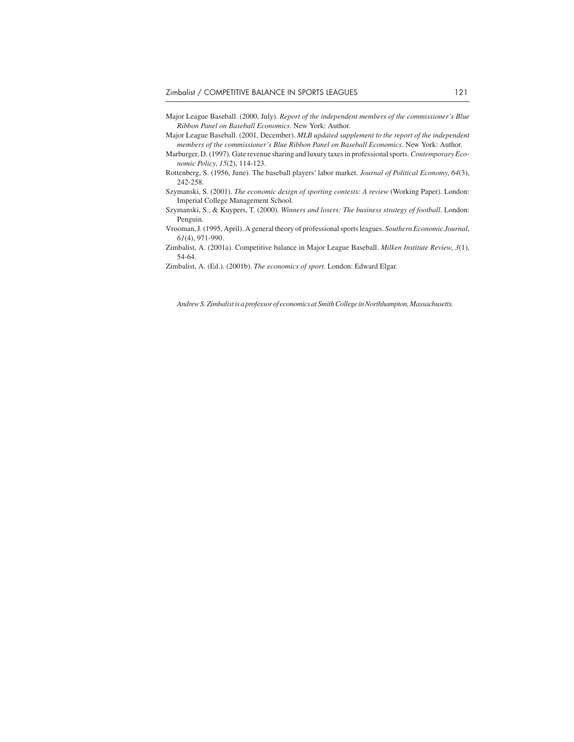Major League Baseball. (2000, July). *Report of the independent members of the commissioner's Blue Ribbon Panel on Baseball Economics*. New York: Author.

Major League Baseball. (2001, December). *MLB updated supplement to the report of the independent members of the commissioner's Blue Ribbon Panel on Baseball Economics*. New York: Author.

Marburger, D. (1997). Gate revenue sharing and luxury taxes in professional sports. *Contemporary Economic Policy*, *15*(2), 114-123.

Rottenberg, S. (1956, June). The baseball players' labor market. *Journal of Political Economy*, *64*(3), 242-258.

Szymanski, S. (2001). *The economic design of sporting contests: A review* (Working Paper). London: Imperial College Management School.

Szymanski, S., & Kuypers, T. (2000). *Winners and losers: The business strategy of football*. London: Penguin.

Vrooman, J. (1995, April). A general theory of professional sports leagues. *Southern Economic Journal*, *61*(4), 971-990.

Zimbalist, A. (2001a). Competitive balance in Major League Baseball. *Milken Institute Review*, *3*(1), 54-64.

Zimbalist, A. (Ed.). (2001b). *The economics of sport*. London: Edward Elgar.

*Andrew S. Zimbalist is a professor of economics at Smith College in Northhampton, Massachusetts.*